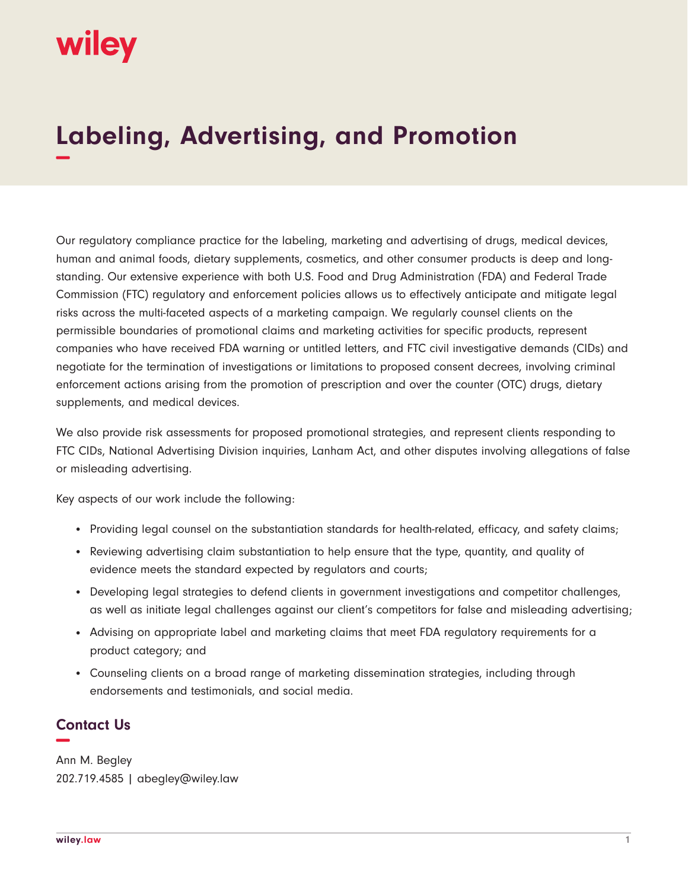# Labeling, Advertising, and Promotion

Our regulatory compliance practice for the labeling, marketing and advertising of drugs, medical devices, human and animal foods, dietary supplements, cosmetics, and other consumer products is deep and long-standing. Our extensive experience with both U.S. Food and Drug Administration (FDA) and Federal Trade Commission (FTC) regulatory and enforcement policies allows us to effectively anticipate and mitigate legal risks across the multi-faceted aspects of a marketing campaign. We regularly counsel clients on the permissible boundaries of promotional claims and marketing activities for specific products, represent companies who have received FDA warning or untitled letters, and FTC civil investigative demands (CIDs) and negotiate for the termination of investigations or limitations to proposed consent decrees, involving criminal enforcement actions arising from the promotion of prescription and over the counter (OTC) drugs, dietary supplements, and medical devices.

We also provide risk assessments for proposed promotional strategies, and represent clients responding to FTC CIDs, National Advertising Division inquiries, Lanham Act, and other disputes involving allegations of false or misleading advertising.

Key aspects of our work include the following:

- Providing legal counsel on the substantiation standards for health-related, efficacy, and safety claims;
- Reviewing advertising claim substantiation to help ensure that the type, quantity, and quality of evidence meets the standard expected by regulators and courts;
- Developing legal strategies to defend clients in government investigations and competitor challenges, as well as initiate legal challenges against our client's competitors for false and misleading advertising;
- Advising on appropriate label and marketing claims that meet FDA regulatory requirements for a product category; and
- Counseling clients on a broad range of marketing dissemination strategies, including through endorsements and testimonials, and social media.

## Contact Us

Ann M. Begley
202.719.4585 | abegley@wiley.law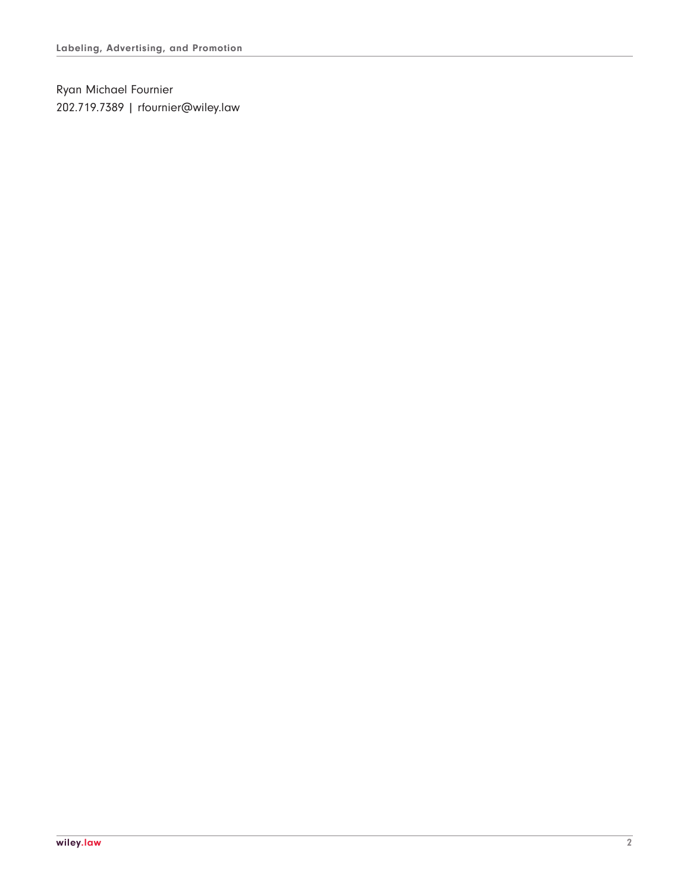Ryan Michael Fournier
202.719.7389 | rfournier@wiley.law